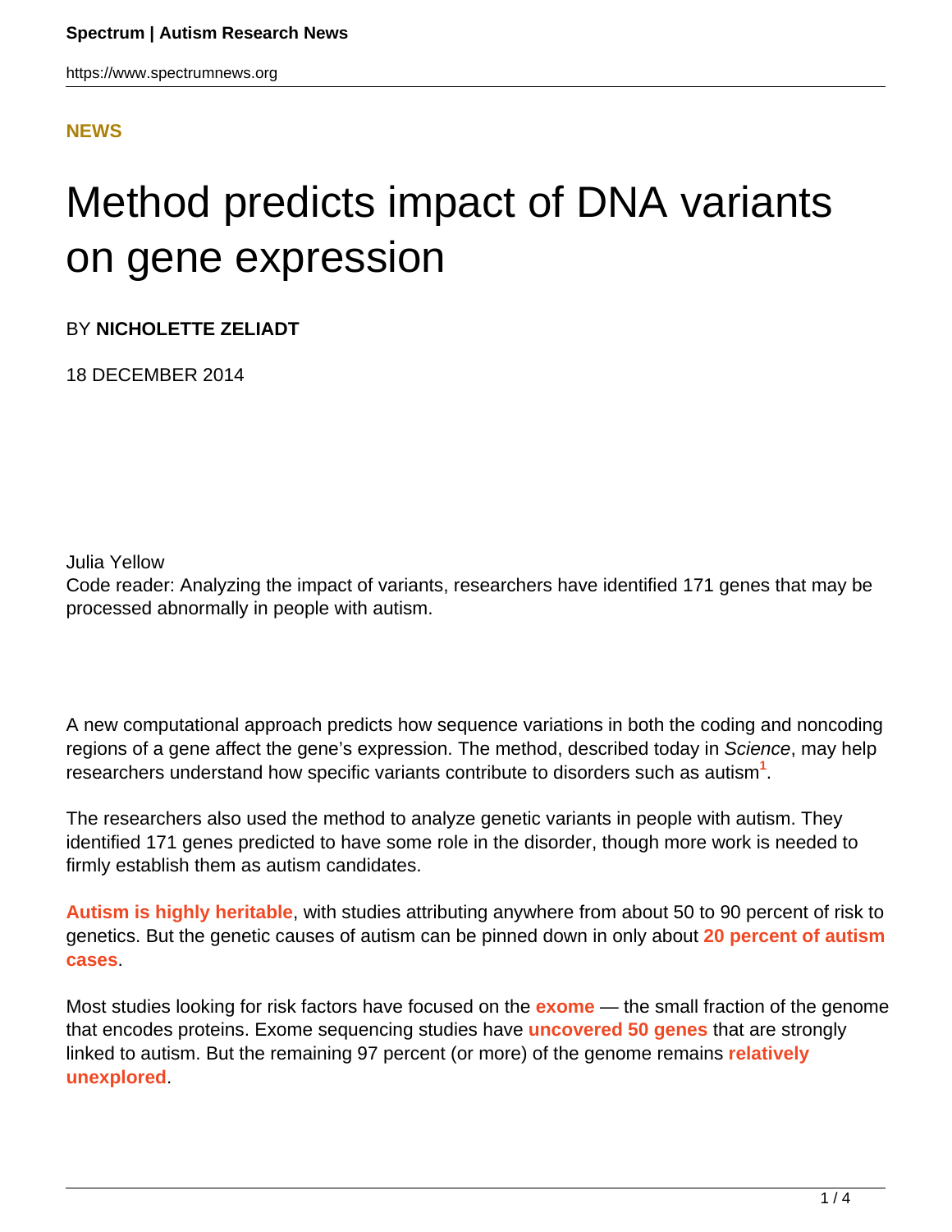**NEWS**

# Method predicts impact of DNA variants on gene expression

BY **NICHOLETTE ZELIADT**

18 DECEMBER 2014

Julia Yellow
Code reader: Analyzing the impact of variants, researchers have identified 171 genes that may be processed abnormally in people with autism.

A new computational approach predicts how sequence variations in both the coding and noncoding regions of a gene affect the gene's expression. The method, described today in *Science*, may help researchers understand how specific variants contribute to disorders such as autism[1].

The researchers also used the method to analyze genetic variants in people with autism. They identified 171 genes predicted to have some role in the disorder, though more work is needed to firmly establish them as autism candidates.

**Autism is highly heritable**, with studies attributing anywhere from about 50 to 90 percent of risk to genetics. But the genetic causes of autism can be pinned down in only about **20 percent of autism cases**.

Most studies looking for risk factors have focused on the **exome** — the small fraction of the genome that encodes proteins. Exome sequencing studies have **uncovered 50 genes** that are strongly linked to autism. But the remaining 97 percent (or more) of the genome remains **relatively unexplored**.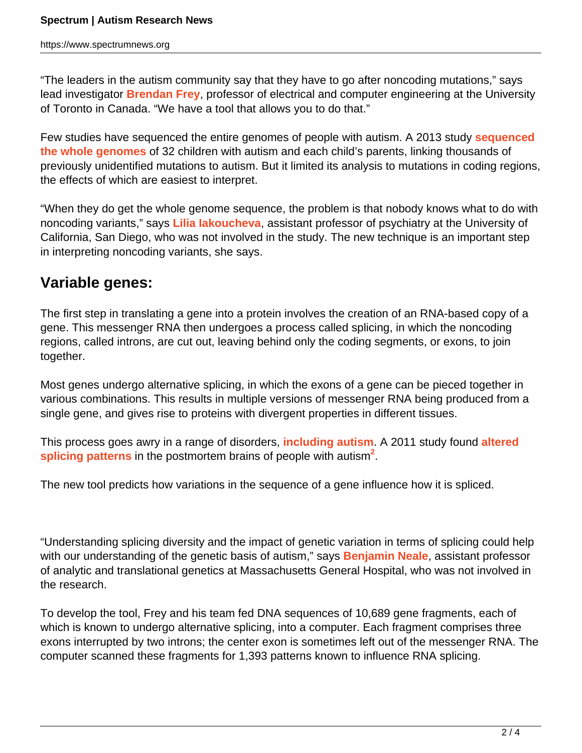"The leaders in the autism community say that they have to go after noncoding mutations," says lead investigator **Brendan Frey**, professor of electrical and computer engineering at the University of Toronto in Canada. "We have a tool that allows you to do that."

Few studies have sequenced the entire genomes of people with autism. A 2013 study **sequenced the whole genomes** of 32 children with autism and each child's parents, linking thousands of previously unidentified mutations to autism. But it limited its analysis to mutations in coding regions, the effects of which are easiest to interpret.

"When they do get the whole genome sequence, the problem is that nobody knows what to do with noncoding variants," says **Lilia Iakoucheva**, assistant professor of psychiatry at the University of California, San Diego, who was not involved in the study. The new technique is an important step in interpreting noncoding variants, she says.

## Variable genes:

The first step in translating a gene into a protein involves the creation of an RNA-based copy of a gene. This messenger RNA then undergoes a process called splicing, in which the noncoding regions, called introns, are cut out, leaving behind only the coding segments, or exons, to join together.

Most genes undergo alternative splicing, in which the exons of a gene can be pieced together in various combinations. This results in multiple versions of messenger RNA being produced from a single gene, and gives rise to proteins with divergent properties in different tissues.

This process goes awry in a range of disorders, **including autism**. A 2011 study found **altered splicing patterns** in the postmortem brains of people with autism[2].

The new tool predicts how variations in the sequence of a gene influence how it is spliced.

"Understanding splicing diversity and the impact of genetic variation in terms of splicing could help with our understanding of the genetic basis of autism," says **Benjamin Neale**, assistant professor of analytic and translational genetics at Massachusetts General Hospital, who was not involved in the research.

To develop the tool, Frey and his team fed DNA sequences of 10,689 gene fragments, each of which is known to undergo alternative splicing, into a computer. Each fragment comprises three exons interrupted by two introns; the center exon is sometimes left out of the messenger RNA. The computer scanned these fragments for 1,393 patterns known to influence RNA splicing.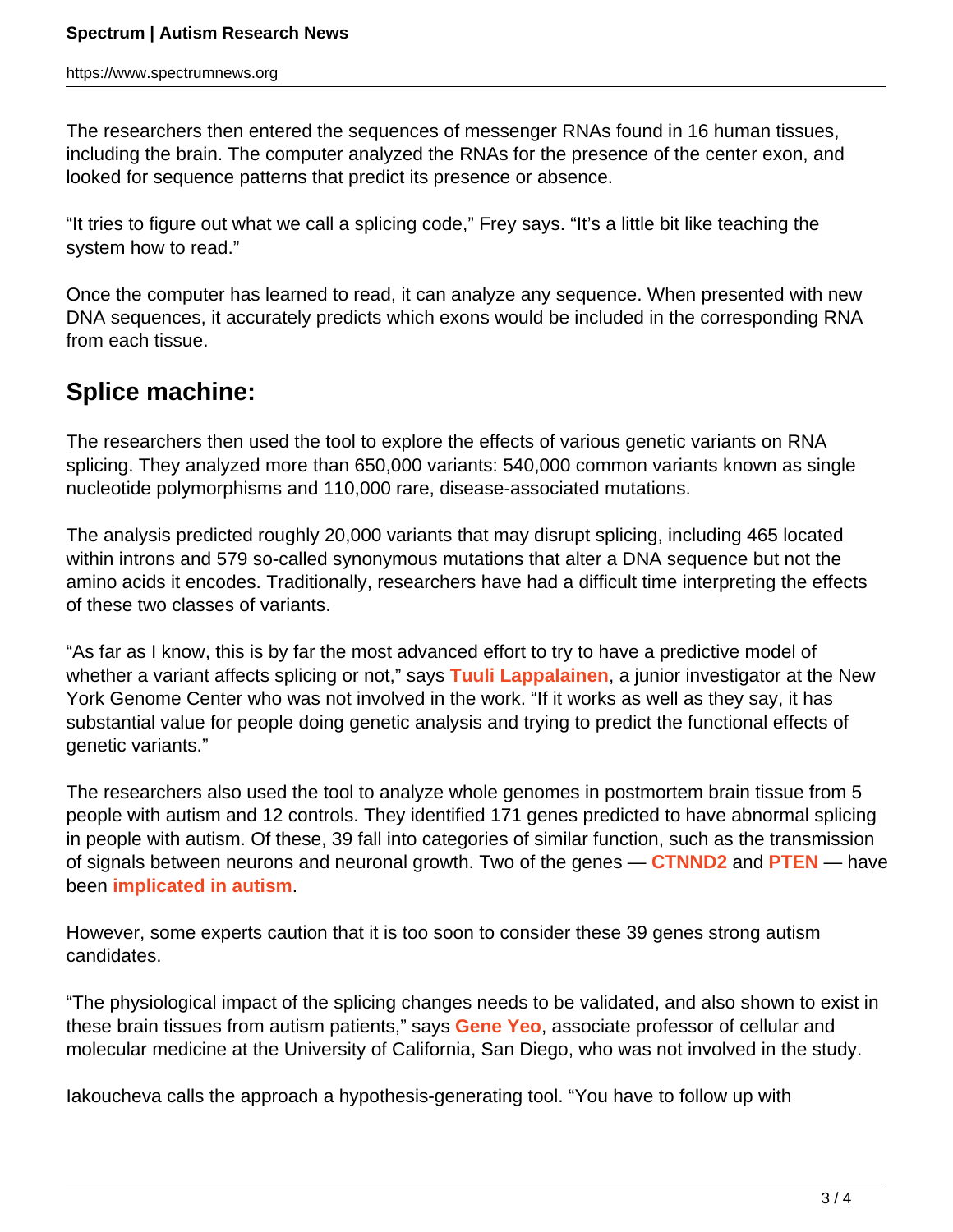The researchers then entered the sequences of messenger RNAs found in 16 human tissues, including the brain. The computer analyzed the RNAs for the presence of the center exon, and looked for sequence patterns that predict its presence or absence.

"It tries to figure out what we call a splicing code," Frey says. "It's a little bit like teaching the system how to read."

Once the computer has learned to read, it can analyze any sequence. When presented with new DNA sequences, it accurately predicts which exons would be included in the corresponding RNA from each tissue.

## Splice machine:

The researchers then used the tool to explore the effects of various genetic variants on RNA splicing. They analyzed more than 650,000 variants: 540,000 common variants known as single nucleotide polymorphisms and 110,000 rare, disease-associated mutations.

The analysis predicted roughly 20,000 variants that may disrupt splicing, including 465 located within introns and 579 so-called synonymous mutations that alter a DNA sequence but not the amino acids it encodes. Traditionally, researchers have had a difficult time interpreting the effects of these two classes of variants.

"As far as I know, this is by far the most advanced effort to try to have a predictive model of whether a variant affects splicing or not," says **Tuuli Lappalainen**, a junior investigator at the New York Genome Center who was not involved in the work. "If it works as well as they say, it has substantial value for people doing genetic analysis and trying to predict the functional effects of genetic variants."

The researchers also used the tool to analyze whole genomes in postmortem brain tissue from 5 people with autism and 12 controls. They identified 171 genes predicted to have abnormal splicing in people with autism. Of these, 39 fall into categories of similar function, such as the transmission of signals between neurons and neuronal growth. Two of the genes — **CTNND2** and **PTEN** — have been **implicated in autism**.

However, some experts caution that it is too soon to consider these 39 genes strong autism candidates.

"The physiological impact of the splicing changes needs to be validated, and also shown to exist in these brain tissues from autism patients," says **Gene Yeo**, associate professor of cellular and molecular medicine at the University of California, San Diego, who was not involved in the study.

Iakoucheva calls the approach a hypothesis-generating tool. "You have to follow up with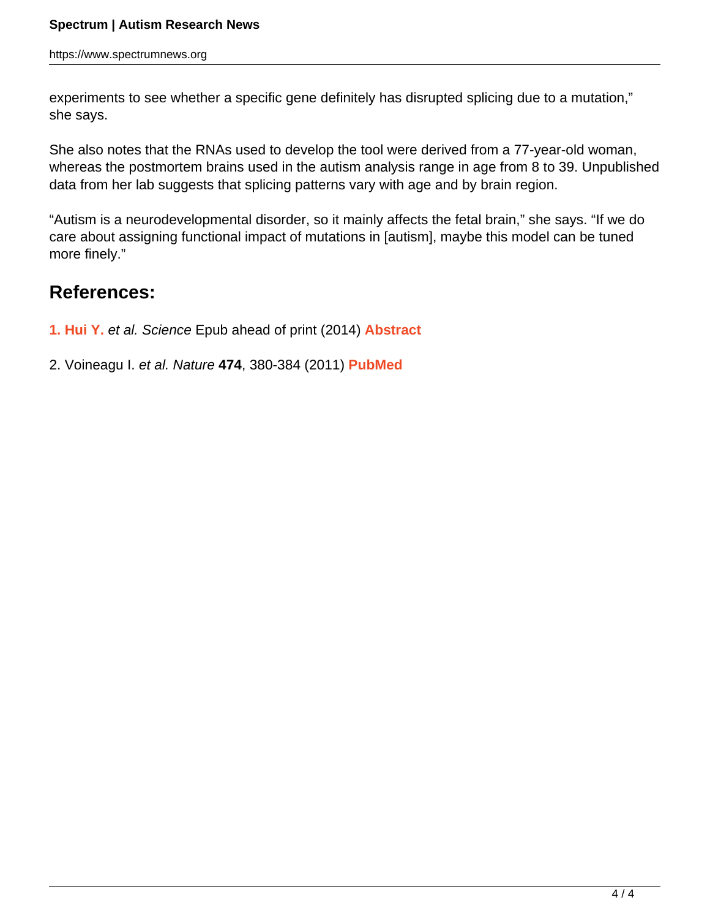experiments to see whether a specific gene definitely has disrupted splicing due to a mutation," she says.

She also notes that the RNAs used to develop the tool were derived from a 77-year-old woman, whereas the postmortem brains used in the autism analysis range in age from 8 to 39. Unpublished data from her lab suggests that splicing patterns vary with age and by brain region.

"Autism is a neurodevelopmental disorder, so it mainly affects the fetal brain," she says. "If we do care about assigning functional impact of mutations in [autism], maybe this model can be tuned more finely."

## References:

1. **Hui Y.** *et al. Science* Epub ahead of print (2014) **Abstract**

2. Voineagu I. *et al. Nature* **474**, 380-384 (2011) **PubMed**